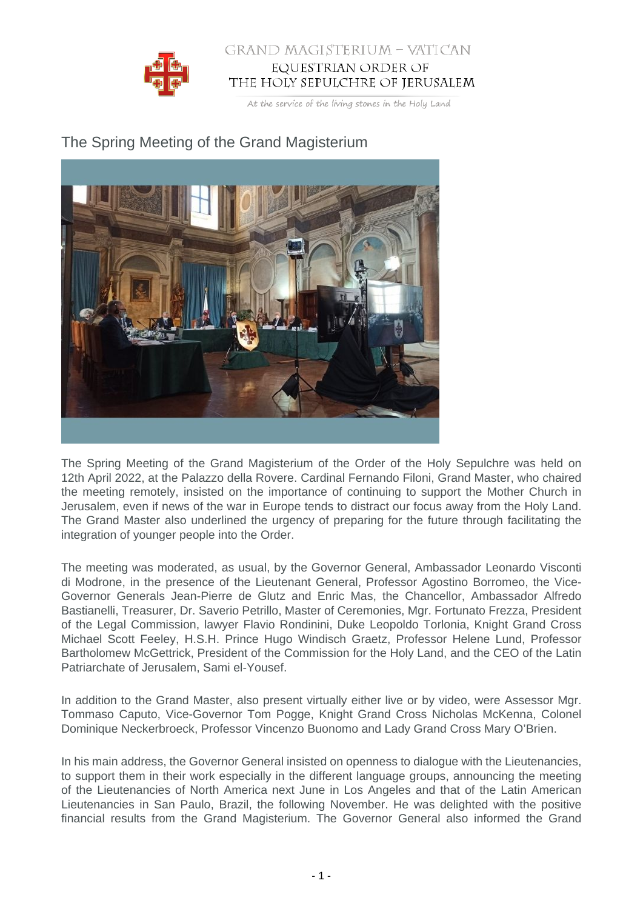GRAND MAGISTERIUM – VATICAN
EQUESTRIAN ORDER OF
THE HOLY SEPULCHRE OF JERUSALEM

*At the service of the living stones in the Holy Land*

# The Spring Meeting of the Grand Magisterium

The Spring Meeting of the Grand Magisterium of the Order of the Holy Sepulchre was held on 12th April 2022, at the Palazzo della Rovere. Cardinal Fernando Filoni, Grand Master, who chaired the meeting remotely, insisted on the importance of continuing to support the Mother Church in Jerusalem, even if news of the war in Europe tends to distract our focus away from the Holy Land. The Grand Master also underlined the urgency of preparing for the future through facilitating the integration of younger people into the Order.

The meeting was moderated, as usual, by the Governor General, Ambassador Leonardo Visconti di Modrone, in the presence of the Lieutenant General, Professor Agostino Borromeo, the Vice-Governor Generals Jean-Pierre de Glutz and Enric Mas, the Chancellor, Ambassador Alfredo Bastianelli, Treasurer, Dr. Saverio Petrillo, Master of Ceremonies, Mgr. Fortunato Frezza, President of the Legal Commission, lawyer Flavio Rondinini, Duke Leopoldo Torlonia, Knight Grand Cross Michael Scott Feeley, H.S.H. Prince Hugo Windisch Graetz, Professor Helene Lund, Professor Bartholomew McGettrick, President of the Commission for the Holy Land, and the CEO of the Latin Patriarchate of Jerusalem, Sami el-Yousef.

In addition to the Grand Master, also present virtually either live or by video, were Assessor Mgr. Tommaso Caputo, Vice-Governor Tom Pogge, Knight Grand Cross Nicholas McKenna, Colonel Dominique Neckerbroeck, Professor Vincenzo Buonomo and Lady Grand Cross Mary O'Brien.

In his main address, the Governor General insisted on openness to dialogue with the Lieutenancies, to support them in their work especially in the different language groups, announcing the meeting of the Lieutenancies of North America next June in Los Angeles and that of the Latin American Lieutenancies in San Paulo, Brazil, the following November. He was delighted with the positive financial results from the Grand Magisterium. The Governor General also informed the Grand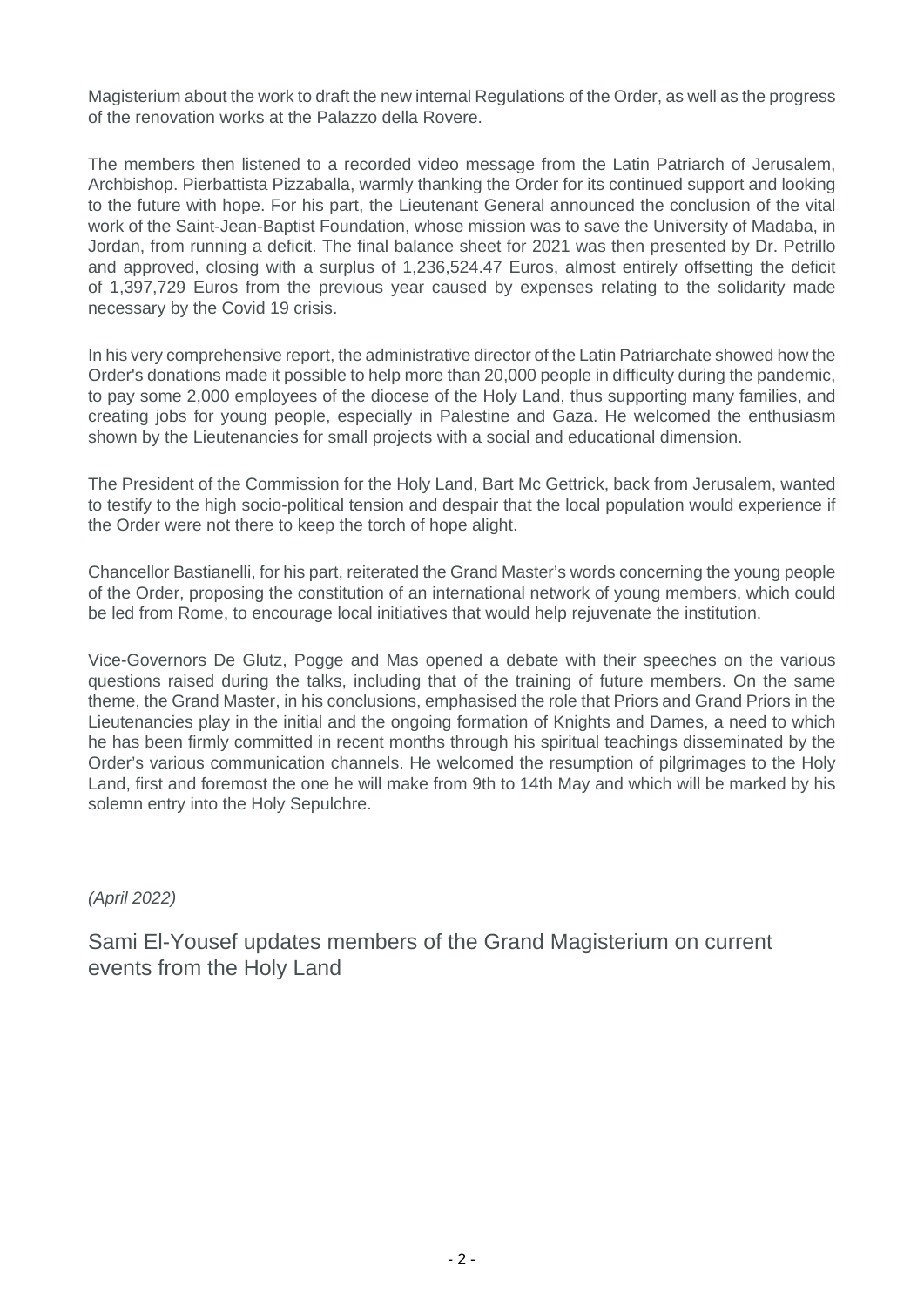Magisterium about the work to draft the new internal Regulations of the Order, as well as the progress of the renovation works at the Palazzo della Rovere.

The members then listened to a recorded video message from the Latin Patriarch of Jerusalem, Archbishop. Pierbattista Pizzaballa, warmly thanking the Order for its continued support and looking to the future with hope. For his part, the Lieutenant General announced the conclusion of the vital work of the Saint-Jean-Baptist Foundation, whose mission was to save the University of Madaba, in Jordan, from running a deficit. The final balance sheet for 2021 was then presented by Dr. Petrillo and approved, closing with a surplus of 1,236,524.47 Euros, almost entirely offsetting the deficit of 1,397,729 Euros from the previous year caused by expenses relating to the solidarity made necessary by the Covid 19 crisis.

In his very comprehensive report, the administrative director of the Latin Patriarchate showed how the Order's donations made it possible to help more than 20,000 people in difficulty during the pandemic, to pay some 2,000 employees of the diocese of the Holy Land, thus supporting many families, and creating jobs for young people, especially in Palestine and Gaza. He welcomed the enthusiasm shown by the Lieutenancies for small projects with a social and educational dimension.

The President of the Commission for the Holy Land, Bart Mc Gettrick, back from Jerusalem, wanted to testify to the high socio-political tension and despair that the local population would experience if the Order were not there to keep the torch of hope alight.

Chancellor Bastianelli, for his part, reiterated the Grand Master's words concerning the young people of the Order, proposing the constitution of an international network of young members, which could be led from Rome, to encourage local initiatives that would help rejuvenate the institution.

Vice-Governors De Glutz, Pogge and Mas opened a debate with their speeches on the various questions raised during the talks, including that of the training of future members. On the same theme, the Grand Master, in his conclusions, emphasised the role that Priors and Grand Priors in the Lieutenancies play in the initial and the ongoing formation of Knights and Dames, a need to which he has been firmly committed in recent months through his spiritual teachings disseminated by the Order's various communication channels. He welcomed the resumption of pilgrimages to the Holy Land, first and foremost the one he will make from 9th to 14th May and which will be marked by his solemn entry into the Holy Sepulchre.

*(April 2022)*

## Sami El-Yousef updates members of the Grand Magisterium on current events from the Holy Land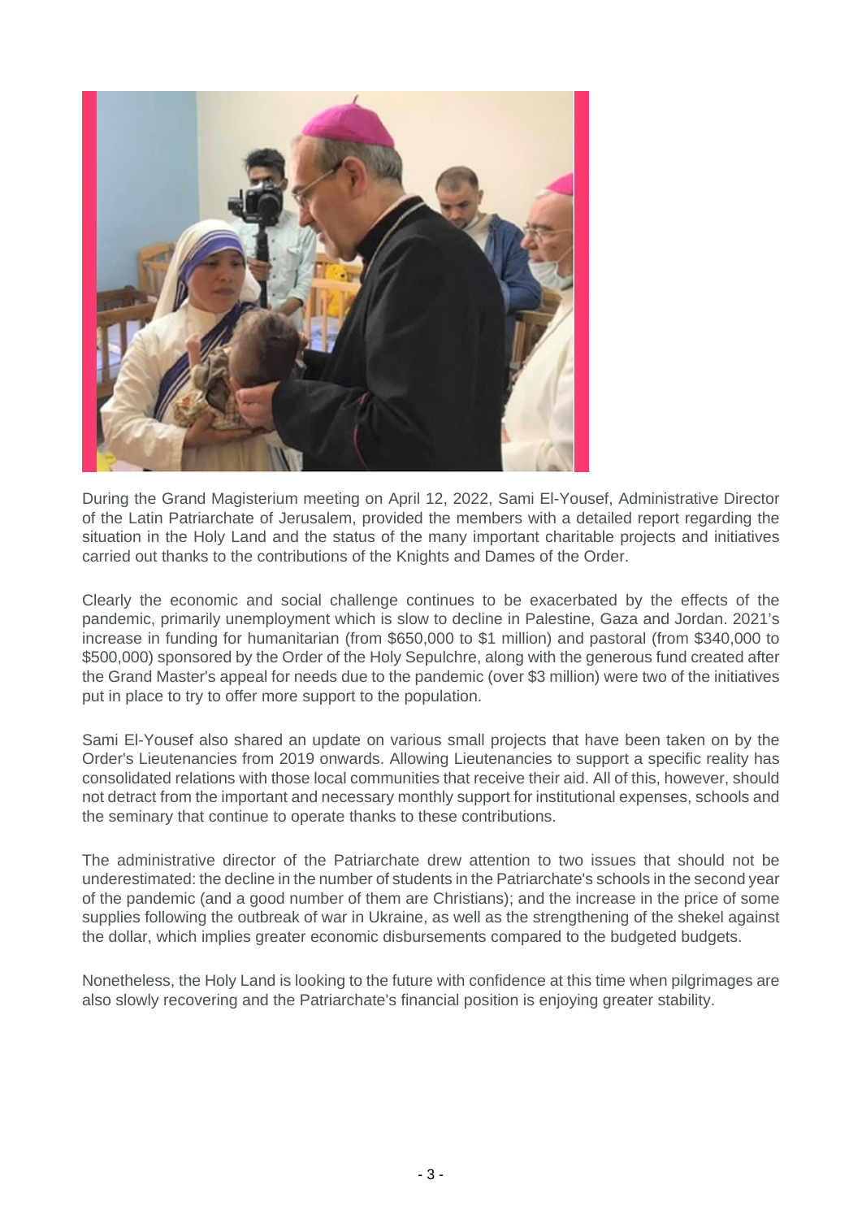During the Grand Magisterium meeting on April 12, 2022, Sami El-Yousef, Administrative Director of the Latin Patriarchate of Jerusalem, provided the members with a detailed report regarding the situation in the Holy Land and the status of the many important charitable projects and initiatives carried out thanks to the contributions of the Knights and Dames of the Order.

Clearly the economic and social challenge continues to be exacerbated by the effects of the pandemic, primarily unemployment which is slow to decline in Palestine, Gaza and Jordan. 2021's increase in funding for humanitarian (from $650,000 to $1 million) and pastoral (from $340,000 to $500,000) sponsored by the Order of the Holy Sepulchre, along with the generous fund created after the Grand Master's appeal for needs due to the pandemic (over $3 million) were two of the initiatives put in place to try to offer more support to the population.

Sami El-Yousef also shared an update on various small projects that have been taken on by the Order's Lieutenancies from 2019 onwards. Allowing Lieutenancies to support a specific reality has consolidated relations with those local communities that receive their aid. All of this, however, should not detract from the important and necessary monthly support for institutional expenses, schools and the seminary that continue to operate thanks to these contributions.

The administrative director of the Patriarchate drew attention to two issues that should not be underestimated: the decline in the number of students in the Patriarchate's schools in the second year of the pandemic (and a good number of them are Christians); and the increase in the price of some supplies following the outbreak of war in Ukraine, as well as the strengthening of the shekel against the dollar, which implies greater economic disbursements compared to the budgeted budgets.

Nonetheless, the Holy Land is looking to the future with confidence at this time when pilgrimages are also slowly recovering and the Patriarchate's financial position is enjoying greater stability.